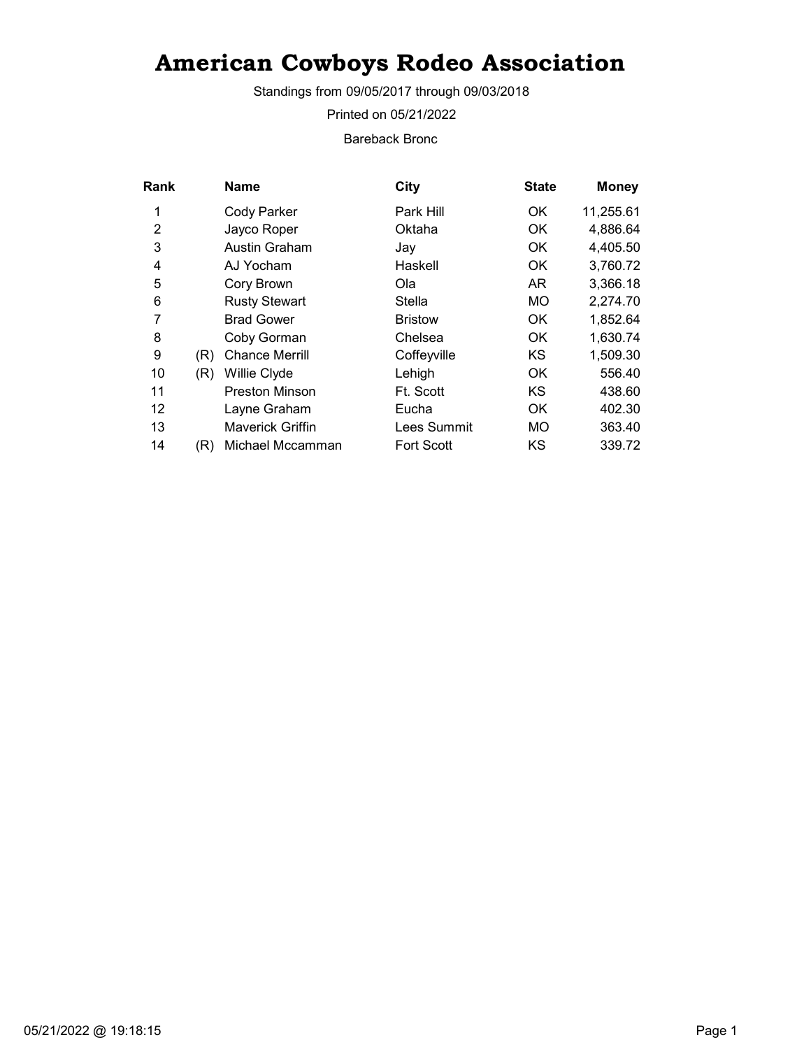# American Cowboys Rodeo Association

Standings from 09/05/2017 through 09/03/2018

Printed on 05/21/2022

Bareback Bronc

| Rank | | Name | City | State | Money |
|---|---|---|---|---|---|
| 1 | | Cody Parker | Park Hill | OK | 11,255.61 |
| 2 | | Jayco Roper | Oktaha | OK | 4,886.64 |
| 3 | | Austin Graham | Jay | OK | 4,405.50 |
| 4 | | AJ Yocham | Haskell | OK | 3,760.72 |
| 5 | | Cory Brown | Ola | AR | 3,366.18 |
| 6 | | Rusty Stewart | Stella | MO | 2,274.70 |
| 7 | | Brad Gower | Bristow | OK | 1,852.64 |
| 8 | | Coby Gorman | Chelsea | OK | 1,630.74 |
| 9 | (R) | Chance Merrill | Coffeyville | KS | 1,509.30 |
| 10 | (R) | Willie Clyde | Lehigh | OK | 556.40 |
| 11 | | Preston Minson | Ft. Scott | KS | 438.60 |
| 12 | | Layne Graham | Eucha | OK | 402.30 |
| 13 | | Maverick Griffin | Lees Summit | MO | 363.40 |
| 14 | (R) | Michael Mccamman | Fort Scott | KS | 339.72 |

05/21/2022 @ 19:18:15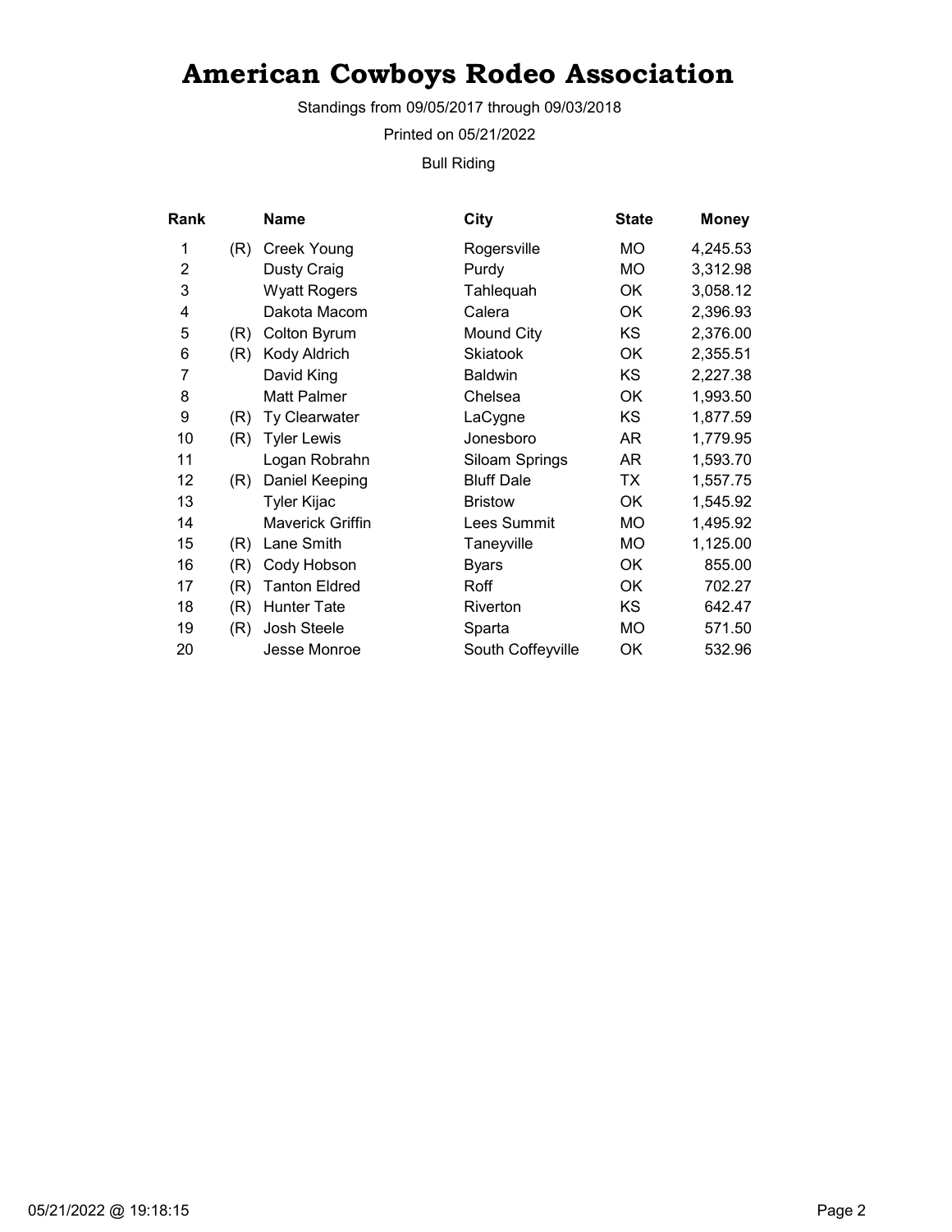# American Cowboys Rodeo Association

Standings from 09/05/2017 through 09/03/2018

Printed on 05/21/2022

Bull Riding

| Rank | | Name | City | State | Money |
|---|---|---|---|---|---|
| 1 | (R) | Creek Young | Rogersville | MO | 4,245.53 |
| 2 | | Dusty Craig | Purdy | MO | 3,312.98 |
| 3 | | Wyatt Rogers | Tahlequah | OK | 3,058.12 |
| 4 | | Dakota Macom | Calera | OK | 2,396.93 |
| 5 | (R) | Colton Byrum | Mound City | KS | 2,376.00 |
| 6 | (R) | Kody Aldrich | Skiatook | OK | 2,355.51 |
| 7 | | David King | Baldwin | KS | 2,227.38 |
| 8 | | Matt Palmer | Chelsea | OK | 1,993.50 |
| 9 | (R) | Ty Clearwater | LaCygne | KS | 1,877.59 |
| 10 | (R) | Tyler Lewis | Jonesboro | AR | 1,779.95 |
| 11 | | Logan Robrahn | Siloam Springs | AR | 1,593.70 |
| 12 | (R) | Daniel Keeping | Bluff Dale | TX | 1,557.75 |
| 13 | | Tyler Kijac | Bristow | OK | 1,545.92 |
| 14 | | Maverick Griffin | Lees Summit | MO | 1,495.92 |
| 15 | (R) | Lane Smith | Taneyville | MO | 1,125.00 |
| 16 | (R) | Cody Hobson | Byars | OK | 855.00 |
| 17 | (R) | Tanton Eldred | Roff | OK | 702.27 |
| 18 | (R) | Hunter Tate | Riverton | KS | 642.47 |
| 19 | (R) | Josh Steele | Sparta | MO | 571.50 |
| 20 | | Jesse Monroe | South Coffeyville | OK | 532.96 |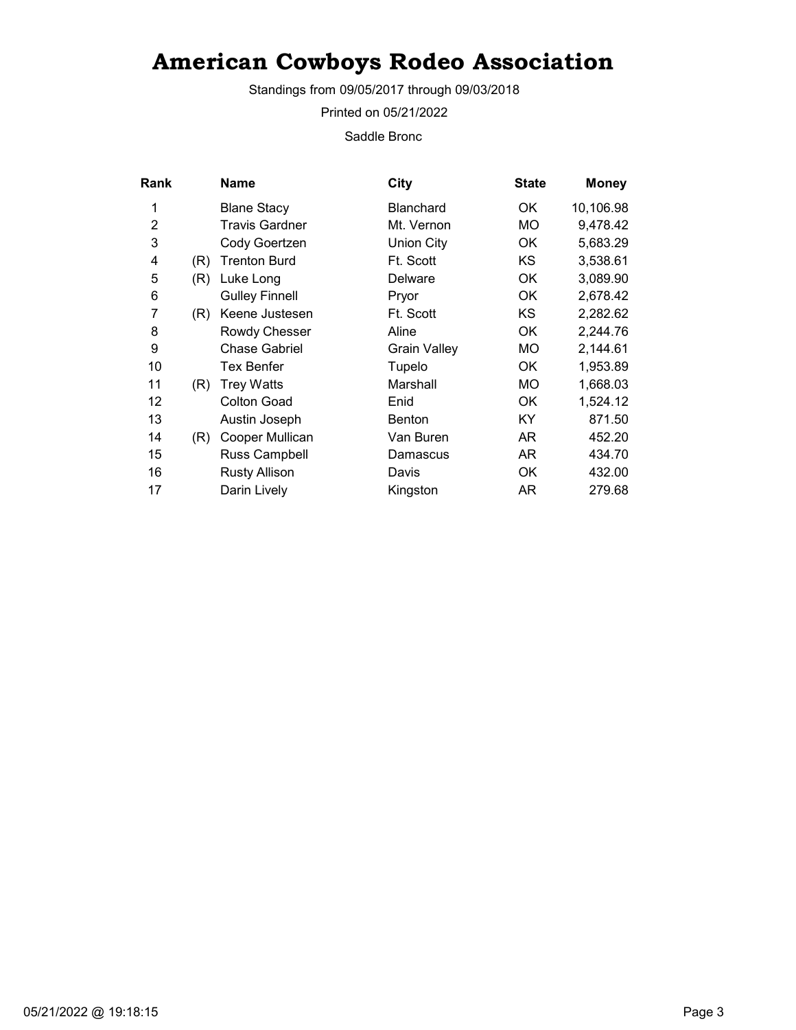# American Cowboys Rodeo Association

Standings from 09/05/2017 through 09/03/2018

Printed on 05/21/2022

Saddle Bronc

| Rank | | Name | City | State | Money |
|---|---|---|---|---|---|
| 1 | | Blane Stacy | Blanchard | OK | 10,106.98 |
| 2 | | Travis Gardner | Mt. Vernon | MO | 9,478.42 |
| 3 | | Cody Goertzen | Union City | OK | 5,683.29 |
| 4 | (R) | Trenton Burd | Ft. Scott | KS | 3,538.61 |
| 5 | (R) | Luke Long | Delware | OK | 3,089.90 |
| 6 | | Gulley Finnell | Pryor | OK | 2,678.42 |
| 7 | (R) | Keene Justesen | Ft. Scott | KS | 2,282.62 |
| 8 | | Rowdy Chesser | Aline | OK | 2,244.76 |
| 9 | | Chase Gabriel | Grain Valley | MO | 2,144.61 |
| 10 | | Tex Benfer | Tupelo | OK | 1,953.89 |
| 11 | (R) | Trey Watts | Marshall | MO | 1,668.03 |
| 12 | | Colton Goad | Enid | OK | 1,524.12 |
| 13 | | Austin Joseph | Benton | KY | 871.50 |
| 14 | (R) | Cooper Mullican | Van Buren | AR | 452.20 |
| 15 | | Russ Campbell | Damascus | AR | 434.70 |
| 16 | | Rusty Allison | Davis | OK | 432.00 |
| 17 | | Darin Lively | Kingston | AR | 279.68 |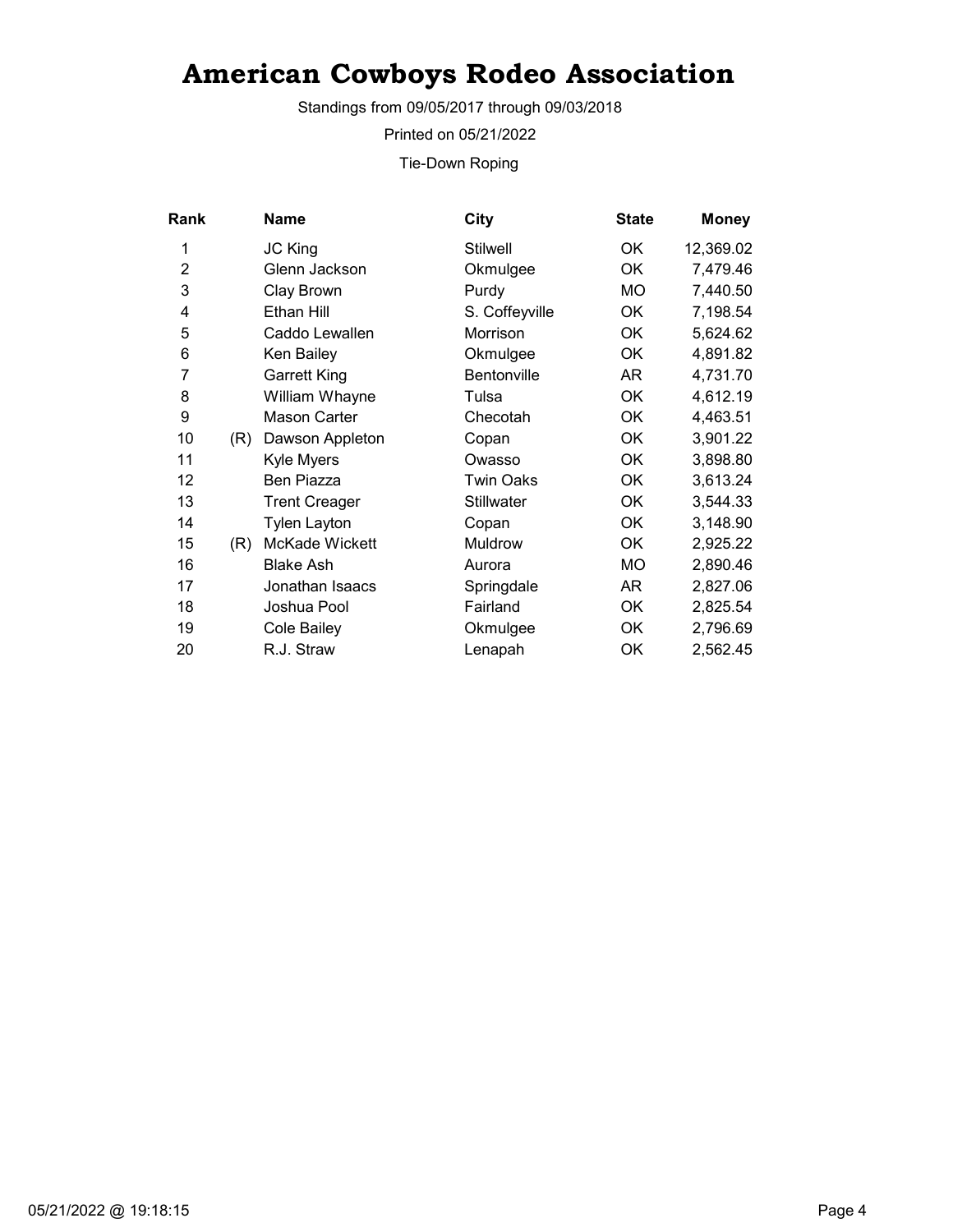# American Cowboys Rodeo Association

Standings from 09/05/2017 through 09/03/2018

Printed on 05/21/2022

Tie-Down Roping

| Rank | | Name | City | State | Money |
|---|---|---|---|---|---|
| 1 | | JC King | Stilwell | OK | 12,369.02 |
| 2 | | Glenn Jackson | Okmulgee | OK | 7,479.46 |
| 3 | | Clay Brown | Purdy | MO | 7,440.50 |
| 4 | | Ethan Hill | S. Coffeyville | OK | 7,198.54 |
| 5 | | Caddo Lewallen | Morrison | OK | 5,624.62 |
| 6 | | Ken Bailey | Okmulgee | OK | 4,891.82 |
| 7 | | Garrett King | Bentonville | AR | 4,731.70 |
| 8 | | William Whayne | Tulsa | OK | 4,612.19 |
| 9 | | Mason Carter | Checotah | OK | 4,463.51 |
| 10 | (R) | Dawson Appleton | Copan | OK | 3,901.22 |
| 11 | | Kyle Myers | Owasso | OK | 3,898.80 |
| 12 | | Ben Piazza | Twin Oaks | OK | 3,613.24 |
| 13 | | Trent Creager | Stillwater | OK | 3,544.33 |
| 14 | | Tylen Layton | Copan | OK | 3,148.90 |
| 15 | (R) | McKade Wickett | Muldrow | OK | 2,925.22 |
| 16 | | Blake Ash | Aurora | MO | 2,890.46 |
| 17 | | Jonathan Isaacs | Springdale | AR | 2,827.06 |
| 18 | | Joshua Pool | Fairland | OK | 2,825.54 |
| 19 | | Cole Bailey | Okmulgee | OK | 2,796.69 |
| 20 | | R.J. Straw | Lenapah | OK | 2,562.45 |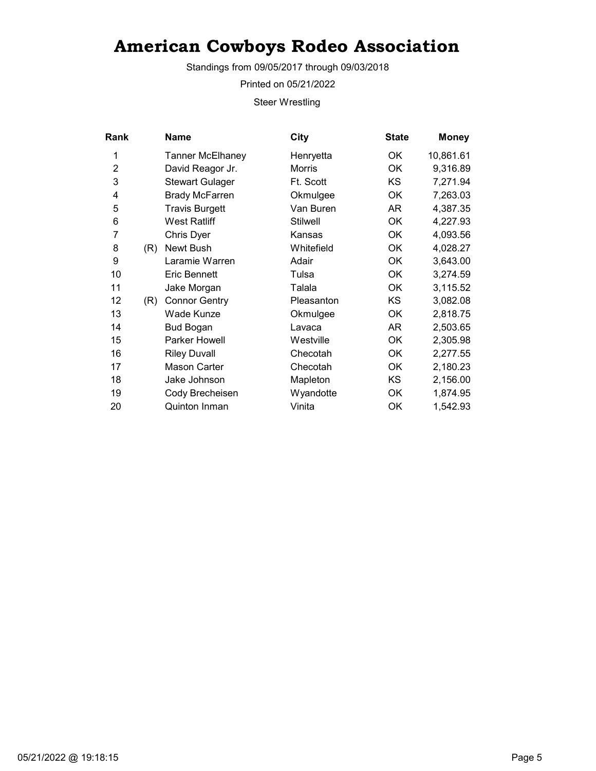# American Cowboys Rodeo Association

Standings from 09/05/2017 through 09/03/2018

Printed on 05/21/2022

Steer Wrestling

| Rank | | Name | City | State | Money |
|---|---|---|---|---|---|
| 1 | | Tanner McElhaney | Henryetta | OK | 10,861.61 |
| 2 | | David Reagor Jr. | Morris | OK | 9,316.89 |
| 3 | | Stewart Gulager | Ft. Scott | KS | 7,271.94 |
| 4 | | Brady McFarren | Okmulgee | OK | 7,263.03 |
| 5 | | Travis Burgett | Van Buren | AR | 4,387.35 |
| 6 | | West Ratliff | Stilwell | OK | 4,227.93 |
| 7 | | Chris Dyer | Kansas | OK | 4,093.56 |
| 8 | (R) | Newt Bush | Whitefield | OK | 4,028.27 |
| 9 | | Laramie Warren | Adair | OK | 3,643.00 |
| 10 | | Eric Bennett | Tulsa | OK | 3,274.59 |
| 11 | | Jake Morgan | Talala | OK | 3,115.52 |
| 12 | (R) | Connor Gentry | Pleasanton | KS | 3,082.08 |
| 13 | | Wade Kunze | Okmulgee | OK | 2,818.75 |
| 14 | | Bud Bogan | Lavaca | AR | 2,503.65 |
| 15 | | Parker Howell | Westville | OK | 2,305.98 |
| 16 | | Riley Duvall | Checotah | OK | 2,277.55 |
| 17 | | Mason Carter | Checotah | OK | 2,180.23 |
| 18 | | Jake Johnson | Mapleton | KS | 2,156.00 |
| 19 | | Cody Brecheisen | Wyandotte | OK | 1,874.95 |
| 20 | | Quinton Inman | Vinita | OK | 1,542.93 |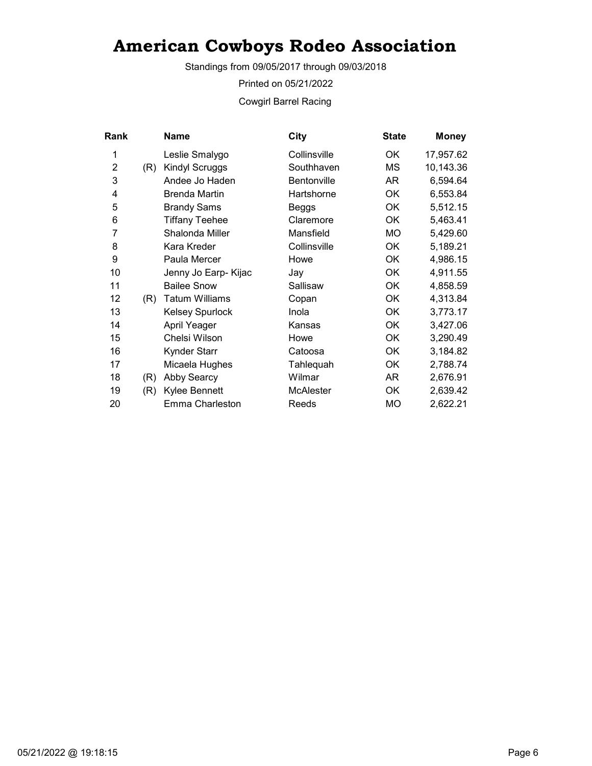# American Cowboys Rodeo Association

Standings from 09/05/2017 through 09/03/2018

Printed on 05/21/2022

Cowgirl Barrel Racing

| Rank | | Name | City | State | Money |
|---|---|---|---|---|---|
| 1 | | Leslie Smalygo | Collinsville | OK | 17,957.62 |
| 2 | (R) | Kindyl Scruggs | Southhaven | MS | 10,143.36 |
| 3 | | Andee Jo Haden | Bentonville | AR | 6,594.64 |
| 4 | | Brenda Martin | Hartshorne | OK | 6,553.84 |
| 5 | | Brandy Sams | Beggs | OK | 5,512.15 |
| 6 | | Tiffany Teehee | Claremore | OK | 5,463.41 |
| 7 | | Shalonda Miller | Mansfield | MO | 5,429.60 |
| 8 | | Kara Kreder | Collinsville | OK | 5,189.21 |
| 9 | | Paula Mercer | Howe | OK | 4,986.15 |
| 10 | | Jenny Jo Earp- Kijac | Jay | OK | 4,911.55 |
| 11 | | Bailee Snow | Sallisaw | OK | 4,858.59 |
| 12 | (R) | Tatum Williams | Copan | OK | 4,313.84 |
| 13 | | Kelsey Spurlock | Inola | OK | 3,773.17 |
| 14 | | April Yeager | Kansas | OK | 3,427.06 |
| 15 | | Chelsi Wilson | Howe | OK | 3,290.49 |
| 16 | | Kynder Starr | Catoosa | OK | 3,184.82 |
| 17 | | Micaela Hughes | Tahlequah | OK | 2,788.74 |
| 18 | (R) | Abby Searcy | Wilmar | AR | 2,676.91 |
| 19 | (R) | Kylee Bennett | McAlester | OK | 2,639.42 |
| 20 | | Emma Charleston | Reeds | MO | 2,622.21 |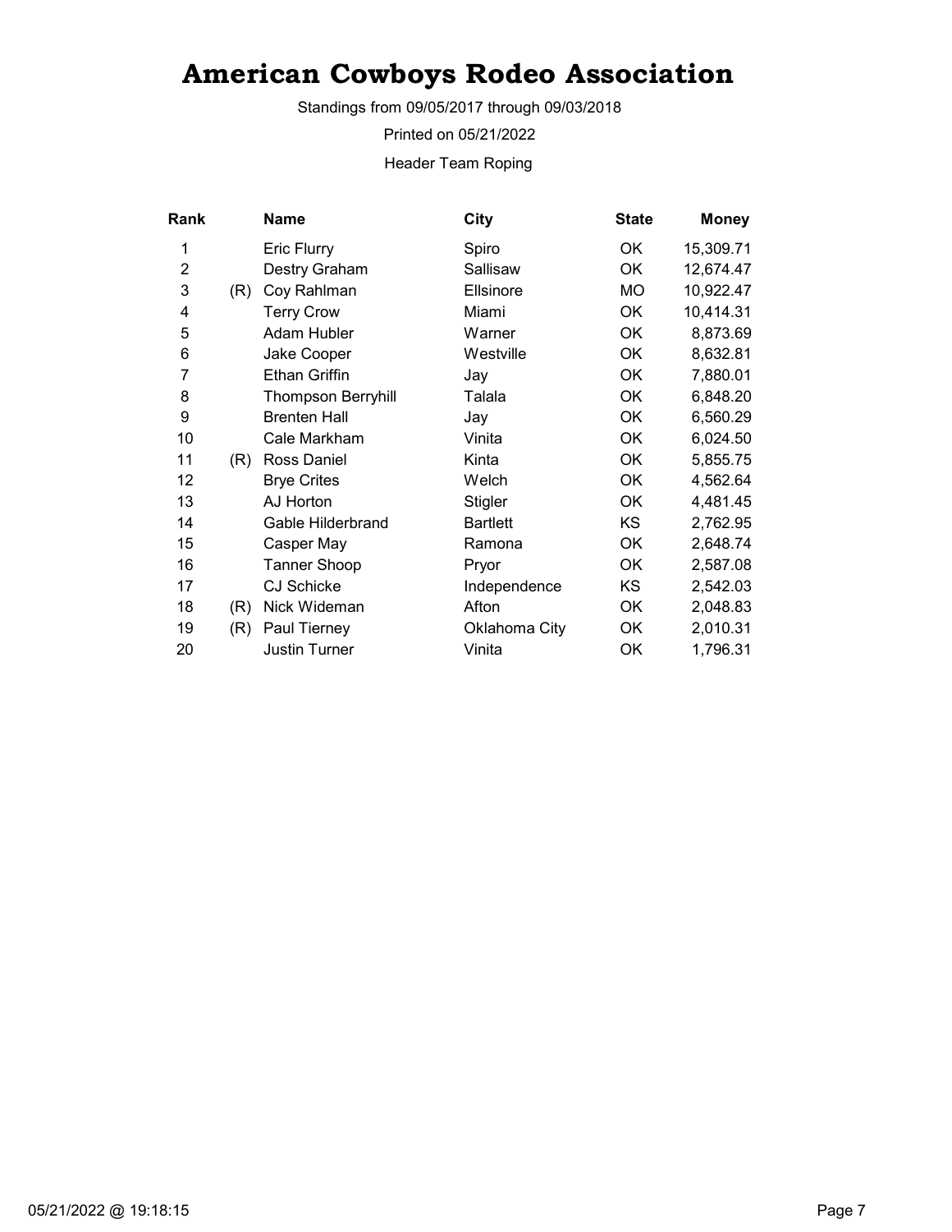# American Cowboys Rodeo Association

Standings from 09/05/2017 through 09/03/2018

Printed on 05/21/2022

Header Team Roping

| Rank | | Name | City | State | Money |
|---|---|---|---|---|---|
| 1 | | Eric Flurry | Spiro | OK | 15,309.71 |
| 2 | | Destry Graham | Sallisaw | OK | 12,674.47 |
| 3 | (R) | Coy Rahlman | Ellsinore | MO | 10,922.47 |
| 4 | | Terry Crow | Miami | OK | 10,414.31 |
| 5 | | Adam Hubler | Warner | OK | 8,873.69 |
| 6 | | Jake Cooper | Westville | OK | 8,632.81 |
| 7 | | Ethan Griffin | Jay | OK | 7,880.01 |
| 8 | | Thompson Berryhill | Talala | OK | 6,848.20 |
| 9 | | Brenten Hall | Jay | OK | 6,560.29 |
| 10 | | Cale Markham | Vinita | OK | 6,024.50 |
| 11 | (R) | Ross Daniel | Kinta | OK | 5,855.75 |
| 12 | | Brye Crites | Welch | OK | 4,562.64 |
| 13 | | AJ Horton | Stigler | OK | 4,481.45 |
| 14 | | Gable Hilderbrand | Bartlett | KS | 2,762.95 |
| 15 | | Casper May | Ramona | OK | 2,648.74 |
| 16 | | Tanner Shoop | Pryor | OK | 2,587.08 |
| 17 | | CJ Schicke | Independence | KS | 2,542.03 |
| 18 | (R) | Nick Wideman | Afton | OK | 2,048.83 |
| 19 | (R) | Paul Tierney | Oklahoma City | OK | 2,010.31 |
| 20 | | Justin Turner | Vinita | OK | 1,796.31 |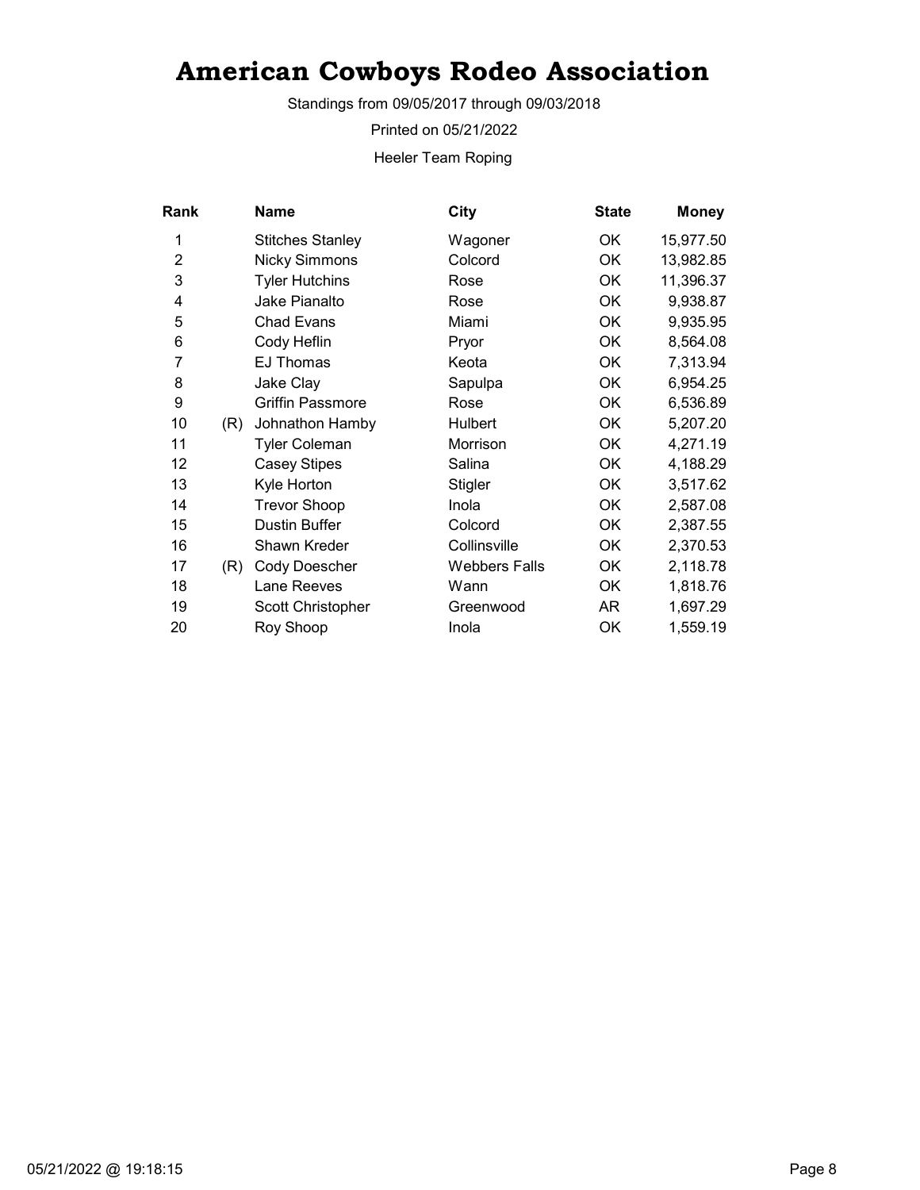# American Cowboys Rodeo Association

Standings from 09/05/2017 through 09/03/2018

Printed on 05/21/2022

Heeler Team Roping

| Rank | | Name | City | State | Money |
|---|---|---|---|---|---|
| 1 | | Stitches Stanley | Wagoner | OK | 15,977.50 |
| 2 | | Nicky Simmons | Colcord | OK | 13,982.85 |
| 3 | | Tyler Hutchins | Rose | OK | 11,396.37 |
| 4 | | Jake Pianalto | Rose | OK | 9,938.87 |
| 5 | | Chad Evans | Miami | OK | 9,935.95 |
| 6 | | Cody Heflin | Pryor | OK | 8,564.08 |
| 7 | | EJ Thomas | Keota | OK | 7,313.94 |
| 8 | | Jake Clay | Sapulpa | OK | 6,954.25 |
| 9 | | Griffin Passmore | Rose | OK | 6,536.89 |
| 10 | (R) | Johnathon Hamby | Hulbert | OK | 5,207.20 |
| 11 | | Tyler Coleman | Morrison | OK | 4,271.19 |
| 12 | | Casey Stipes | Salina | OK | 4,188.29 |
| 13 | | Kyle Horton | Stigler | OK | 3,517.62 |
| 14 | | Trevor Shoop | Inola | OK | 2,587.08 |
| 15 | | Dustin Buffer | Colcord | OK | 2,387.55 |
| 16 | | Shawn Kreder | Collinsville | OK | 2,370.53 |
| 17 | (R) | Cody Doescher | Webbers Falls | OK | 2,118.78 |
| 18 | | Lane Reeves | Wann | OK | 1,818.76 |
| 19 | | Scott Christopher | Greenwood | AR | 1,697.29 |
| 20 | | Roy Shoop | Inola | OK | 1,559.19 |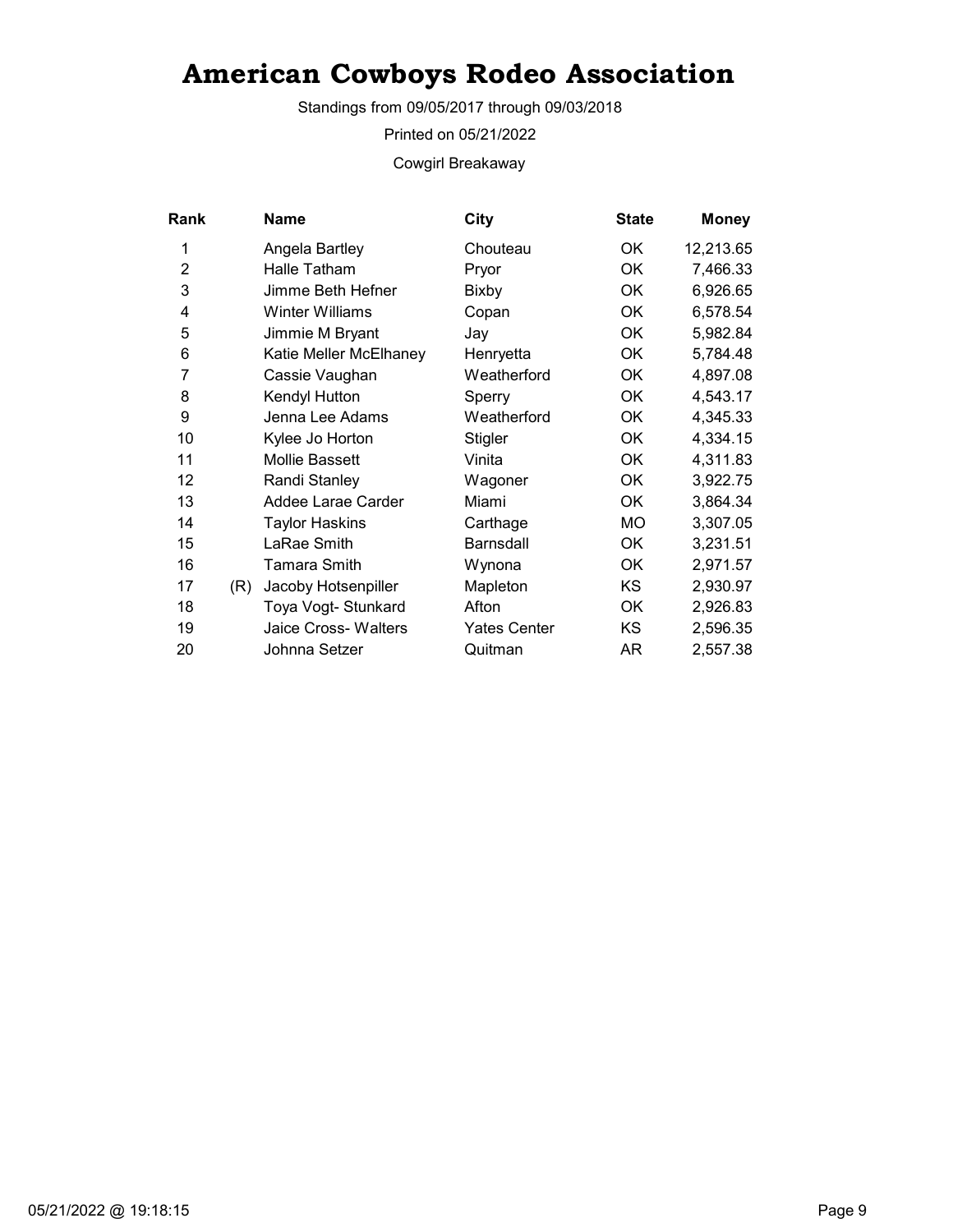# American Cowboys Rodeo Association

Standings from 09/05/2017 through 09/03/2018

Printed on 05/21/2022

Cowgirl Breakaway

| Rank | | Name | City | State | Money |
|---|---|---|---|---|---|
| 1 | | Angela Bartley | Chouteau | OK | 12,213.65 |
| 2 | | Halle Tatham | Pryor | OK | 7,466.33 |
| 3 | | Jimme Beth Hefner | Bixby | OK | 6,926.65 |
| 4 | | Winter Williams | Copan | OK | 6,578.54 |
| 5 | | Jimmie M Bryant | Jay | OK | 5,982.84 |
| 6 | | Katie Meller McElhaney | Henryetta | OK | 5,784.48 |
| 7 | | Cassie Vaughan | Weatherford | OK | 4,897.08 |
| 8 | | Kendyl Hutton | Sperry | OK | 4,543.17 |
| 9 | | Jenna Lee Adams | Weatherford | OK | 4,345.33 |
| 10 | | Kylee Jo Horton | Stigler | OK | 4,334.15 |
| 11 | | Mollie Bassett | Vinita | OK | 4,311.83 |
| 12 | | Randi Stanley | Wagoner | OK | 3,922.75 |
| 13 | | Addee Larae Carder | Miami | OK | 3,864.34 |
| 14 | | Taylor Haskins | Carthage | MO | 3,307.05 |
| 15 | | LaRae Smith | Barnsdall | OK | 3,231.51 |
| 16 | | Tamara Smith | Wynona | OK | 2,971.57 |
| 17 | (R) | Jacoby Hotsenpiller | Mapleton | KS | 2,930.97 |
| 18 | | Toya Vogt- Stunkard | Afton | OK | 2,926.83 |
| 19 | | Jaice Cross- Walters | Yates Center | KS | 2,596.35 |
| 20 | | Johnna Setzer | Quitman | AR | 2,557.38 |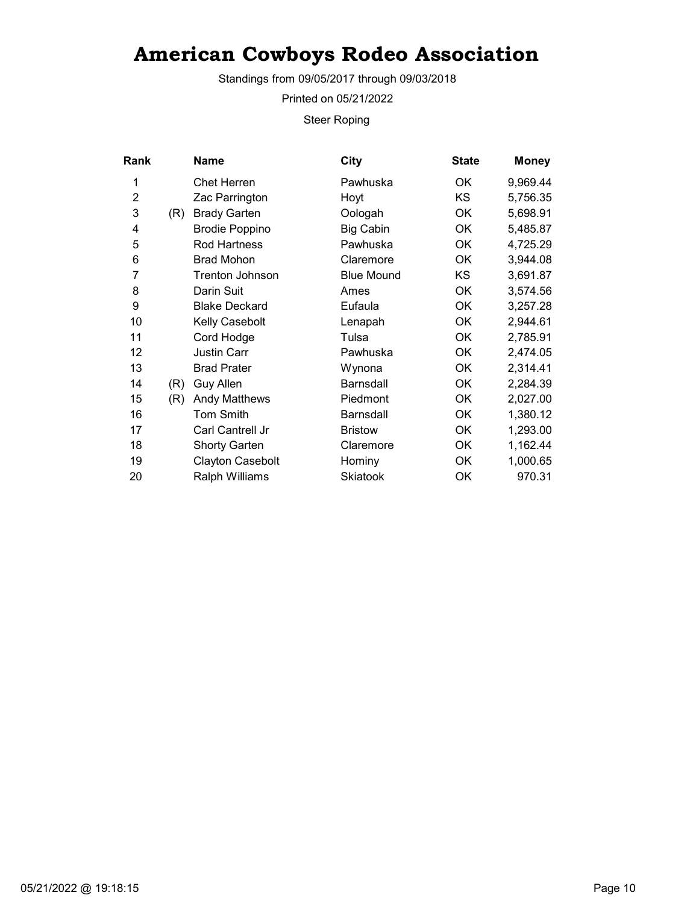# American Cowboys Rodeo Association

Standings from 09/05/2017 through 09/03/2018

Printed on 05/21/2022

Steer Roping

| Rank | | Name | City | State | Money |
|---|---|---|---|---|---|
| 1 | | Chet Herren | Pawhuska | OK | 9,969.44 |
| 2 | | Zac Parrington | Hoyt | KS | 5,756.35 |
| 3 | (R) | Brady Garten | Oologah | OK | 5,698.91 |
| 4 | | Brodie Poppino | Big Cabin | OK | 5,485.87 |
| 5 | | Rod Hartness | Pawhuska | OK | 4,725.29 |
| 6 | | Brad Mohon | Claremore | OK | 3,944.08 |
| 7 | | Trenton Johnson | Blue Mound | KS | 3,691.87 |
| 8 | | Darin Suit | Ames | OK | 3,574.56 |
| 9 | | Blake Deckard | Eufaula | OK | 3,257.28 |
| 10 | | Kelly Casebolt | Lenapah | OK | 2,944.61 |
| 11 | | Cord Hodge | Tulsa | OK | 2,785.91 |
| 12 | | Justin Carr | Pawhuska | OK | 2,474.05 |
| 13 | | Brad Prater | Wynona | OK | 2,314.41 |
| 14 | (R) | Guy Allen | Barnsdall | OK | 2,284.39 |
| 15 | (R) | Andy Matthews | Piedmont | OK | 2,027.00 |
| 16 | | Tom Smith | Barnsdall | OK | 1,380.12 |
| 17 | | Carl Cantrell Jr | Bristow | OK | 1,293.00 |
| 18 | | Shorty Garten | Claremore | OK | 1,162.44 |
| 19 | | Clayton Casebolt | Hominy | OK | 1,000.65 |
| 20 | | Ralph Williams | Skiatook | OK | 970.31 |